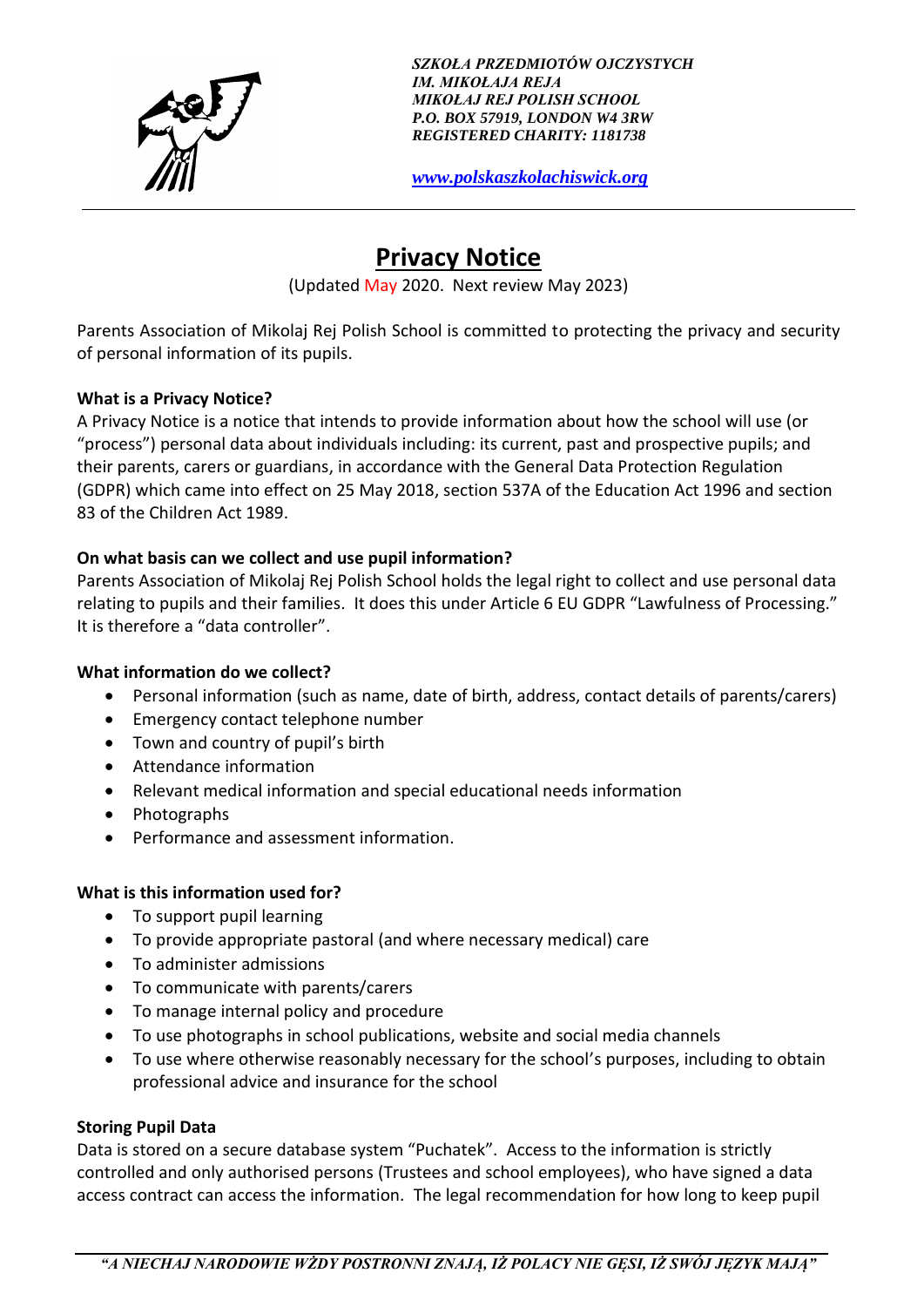*SZKOŁA PRZEDMIOTÓW OJCZYSTYCH*
*IM. MIKOŁAJA REJA*
*MIKOŁAJ REJ POLISH SCHOOL*
*P.O. BOX 57919, LONDON W4 3RW*
*REGISTERED CHARITY: 1181738*

*www.polskaszkolachiswick.org*

# Privacy Notice

(Updated May 2020. Next review May 2023)

Parents Association of Mikolaj Rej Polish School is committed to protecting the privacy and security of personal information of its pupils.

**What is a Privacy Notice?**

A Privacy Notice is a notice that intends to provide information about how the school will use (or "process") personal data about individuals including: its current, past and prospective pupils; and their parents, carers or guardians, in accordance with the General Data Protection Regulation (GDPR) which came into effect on 25 May 2018, section 537A of the Education Act 1996 and section 83 of the Children Act 1989.

**On what basis can we collect and use pupil information?**

Parents Association of Mikolaj Rej Polish School holds the legal right to collect and use personal data relating to pupils and their families. It does this under Article 6 EU GDPR "Lawfulness of Processing." It is therefore a "data controller".

**What information do we collect?**

- Personal information (such as name, date of birth, address, contact details of parents/carers)
- Emergency contact telephone number
- Town and country of pupil's birth
- Attendance information
- Relevant medical information and special educational needs information
- Photographs
- Performance and assessment information.

**What is this information used for?**

- To support pupil learning
- To provide appropriate pastoral (and where necessary medical) care
- To administer admissions
- To communicate with parents/carers
- To manage internal policy and procedure
- To use photographs in school publications, website and social media channels
- To use where otherwise reasonably necessary for the school's purposes, including to obtain professional advice and insurance for the school

**Storing Pupil Data**

Data is stored on a secure database system "Puchatek". Access to the information is strictly controlled and only authorised persons (Trustees and school employees), who have signed a data access contract can access the information. The legal recommendation for how long to keep pupil

*"A NIECHAJ NARODOWIE WŻDY POSTRONNI ZNAJĄ, IŻ POLACY NIE GĘSI, IŻ SWÓJ JĘZYK MAJĄ"*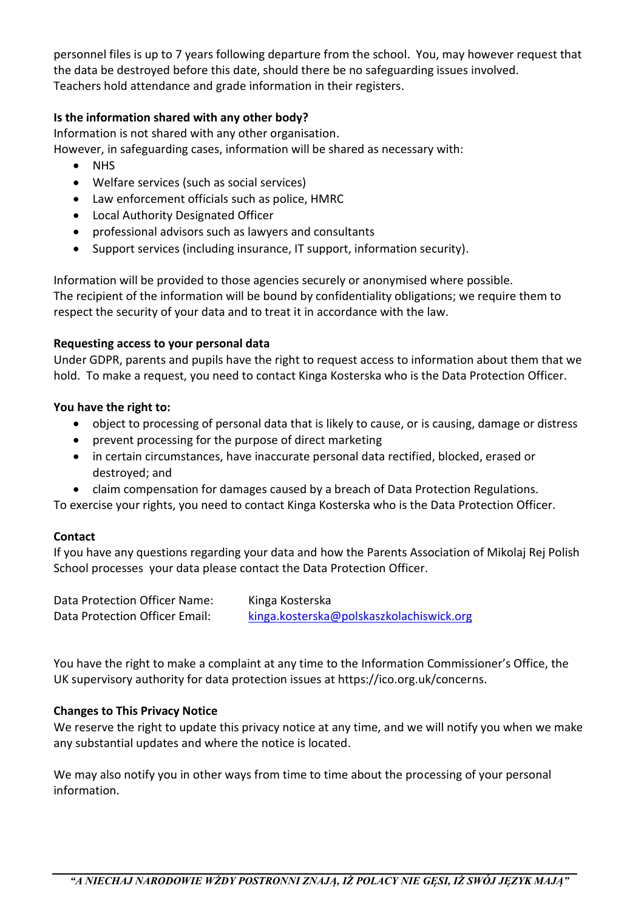personnel files is up to 7 years following departure from the school. You, may however request that the data be destroyed before this date, should there be no safeguarding issues involved.
Teachers hold attendance and grade information in their registers.

**Is the information shared with any other body?**

Information is not shared with any other organisation.
However, in safeguarding cases, information will be shared as necessary with:

- NHS
- Welfare services (such as social services)
- Law enforcement officials such as police, HMRC
- Local Authority Designated Officer
- professional advisors such as lawyers and consultants
- Support services (including insurance, IT support, information security).

Information will be provided to those agencies securely or anonymised where possible.
The recipient of the information will be bound by confidentiality obligations; we require them to respect the security of your data and to treat it in accordance with the law.

**Requesting access to your personal data**

Under GDPR, parents and pupils have the right to request access to information about them that we hold. To make a request, you need to contact Kinga Kosterska who is the Data Protection Officer.

**You have the right to:**

- object to processing of personal data that is likely to cause, or is causing, damage or distress
- prevent processing for the purpose of direct marketing
- in certain circumstances, have inaccurate personal data rectified, blocked, erased or destroyed; and
- claim compensation for damages caused by a breach of Data Protection Regulations.

To exercise your rights, you need to contact Kinga Kosterska who is the Data Protection Officer.

**Contact**

If you have any questions regarding your data and how the Parents Association of Mikolaj Rej Polish School processes your data please contact the Data Protection Officer.

Data Protection Officer Name: Kinga Kosterska
Data Protection Officer Email: kinga.kosterska@polskaszkolachiswick.org

You have the right to make a complaint at any time to the Information Commissioner's Office, the UK supervisory authority for data protection issues at https://ico.org.uk/concerns.

**Changes to This Privacy Notice**

We reserve the right to update this privacy notice at any time, and we will notify you when we make any substantial updates and where the notice is located.

We may also notify you in other ways from time to time about the processing of your personal information.

***"A NIECHAJ NARODOWIE WŻDY POSTRONNI ZNAJĄ, IŻ POLACY NIE GĘSI, IŻ SWÓJ JĘZYK MAJĄ"***